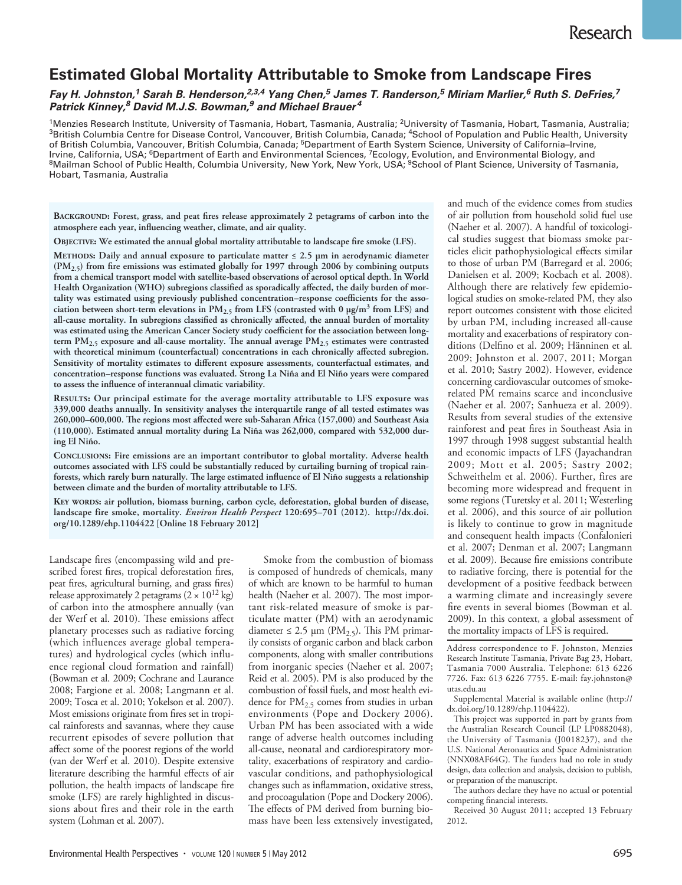# Estimated Global Mortality Attributable to Smoke from Landscape Fires

***Fay H. Johnston,[1] Sarah B. Henderson,[2,3,4] Yang Chen,[5] James T. Randerson,[5] Miriam Marlier,[6] Ruth S. DeFries,[7] Patrick Kinney,[8] David M.J.S. Bowman,[9] and Michael Brauer[4]***

[1]Menzies Research Institute, University of Tasmania, Hobart, Tasmania, Australia; [2]University of Tasmania, Hobart, Tasmania, Australia; [3]British Columbia Centre for Disease Control, Vancouver, British Columbia, Canada; [4]School of Population and Public Health, University of British Columbia, Vancouver, British Columbia, Canada; [5]Department of Earth System Science, University of California–Irvine, Irvine, California, USA; [6]Department of Earth and Environmental Sciences, [7]Ecology, Evolution, and Environmental Biology, and [8]Mailman School of Public Health, Columbia University, New York, New York, USA; [9]School of Plant Science, University of Tasmania, Hobart, Tasmania, Australia

**Background: Forest, grass, and peat fires release approximately 2 petagrams of carbon into the atmosphere each year, influencing weather, climate, and air quality.**

**Objective: We estimated the annual global mortality attributable to landscape fire smoke (LFS).**

**Methods: Daily and annual exposure to particulate matter ≤ 2.5 μm in aerodynamic diameter ($PM_{2.5}$) from fire emissions was estimated globally for 1997 through 2006 by combining outputs from a chemical transport model with satellite-based observations of aerosol optical depth. In World Health Organization (WHO) subregions classified as sporadically affected, the daily burden of mortality was estimated using previously published concentration–response coefficients for the association between short-term elevations in $PM_{2.5}$ from LFS (contrasted with 0 μg/m$^3$ from LFS) and all-cause mortality. In subregions classified as chronically affected, the annual burden of mortality was estimated using the American Cancer Society study coefficient for the association between long-term $PM_{2.5}$ exposure and all-cause mortality. The annual average $PM_{2.5}$ estimates were contrasted with theoretical minimum (counterfactual) concentrations in each chronically affected subregion. Sensitivity of mortality estimates to different exposure assessments, counterfactual estimates, and concentration–response functions was evaluated. Strong La Niña and El Niño years were compared to assess the influence of interannual climatic variability.**

**Results: Our principal estimate for the average mortality attributable to LFS exposure was 339,000 deaths annually. In sensitivity analyses the interquartile range of all tested estimates was 260,000–600,000. The regions most affected were sub-Saharan Africa (157,000) and Southeast Asia (110,000). Estimated annual mortality during La Niña was 262,000, compared with 532,000 during El Niño.**

**Conclusions: Fire emissions are an important contributor to global mortality. Adverse health outcomes associated with LFS could be substantially reduced by curtailing burning of tropical rainforests, which rarely burn naturally. The large estimated influence of El Niño suggests a relationship between climate and the burden of mortality attributable to LFS.**

**Key words: air pollution, biomass burning, carbon cycle, deforestation, global burden of disease, landscape fire smoke, mortality.** ***Environ Health Perspect*** **120:695–701 (2012). http://dx.doi.org/10.1289/ehp.1104422 [Online 18 February 2012]**

Landscape fires (encompassing wild and prescribed forest fires, tropical deforestation fires, peat fires, agricultural burning, and grass fires) release approximately 2 petagrams ($2 \times 10^{12}$ kg) of carbon into the atmosphere annually (van der Werf et al. 2010). These emissions affect planetary processes such as radiative forcing (which influences average global temperatures) and hydrological cycles (which influence regional cloud formation and rainfall) (Bowman et al. 2009; Cochrane and Laurance 2008; Fargione et al. 2008; Langmann et al. 2009; Tosca et al. 2010; Yokelson et al. 2007). Most emissions originate from fires set in tropical rainforests and savannas, where they cause recurrent episodes of severe pollution that affect some of the poorest regions of the world (van der Werf et al. 2010). Despite extensive literature describing the harmful effects of air pollution, the health impacts of landscape fire smoke (LFS) are rarely highlighted in discussions about fires and their role in the earth system (Lohman et al. 2007).

Smoke from the combustion of biomass is composed of hundreds of chemicals, many of which are known to be harmful to human health (Naeher et al. 2007). The most important risk-related measure of smoke is particulate matter (PM) with an aerodynamic diameter ≤ 2.5 μm ($PM_{2.5}$). This PM primarily consists of organic carbon and black carbon components, along with smaller contributions from inorganic species (Naeher et al. 2007; Reid et al. 2005). PM is also produced by the combustion of fossil fuels, and most health evidence for $PM_{2.5}$ comes from studies in urban environments (Pope and Dockery 2006). Urban PM has been associated with a wide range of adverse health outcomes including all-cause, neonatal and cardiorespiratory mortality, exacerbations of respiratory and cardiovascular conditions, and pathophysiological changes such as inflammation, oxidative stress, and procoagulation (Pope and Dockery 2006). The effects of PM derived from burning biomass have been less extensively investigated, and much of the evidence comes from studies of air pollution from household solid fuel use (Naeher et al. 2007). A handful of toxicological studies suggest that biomass smoke particles elicit pathophysiological effects similar to those of urban PM (Barregard et al. 2006; Danielsen et al. 2009; Kocbach et al. 2008). Although there are relatively few epidemiological studies on smoke-related PM, they also report outcomes consistent with those elicited by urban PM, including increased all-cause mortality and exacerbations of respiratory conditions (Delfino et al. 2009; Hänninen et al. 2009; Johnston et al. 2007, 2011; Morgan et al. 2010; Sastry 2002). However, evidence concerning cardiovascular outcomes of smoke-related PM remains scarce and inconclusive (Naeher et al. 2007; Sanhueza et al. 2009). Results from several studies of the extensive rainforest and peat fires in Southeast Asia in 1997 through 1998 suggest substantial health and economic impacts of LFS (Jayachandran 2009; Mott et al. 2005; Sastry 2002; Schweithelm et al. 2006). Further, fires are becoming more widespread and frequent in some regions (Turetsky et al. 2011; Westerling et al. 2006), and this source of air pollution is likely to continue to grow in magnitude and consequent health impacts (Confalonieri et al. 2007; Denman et al. 2007; Langmann et al. 2009). Because fire emissions contribute to radiative forcing, there is potential for the development of a positive feedback between a warming climate and increasingly severe fire events in several biomes (Bowman et al. 2009). In this context, a global assessment of the mortality impacts of LFS is required.

Address correspondence to F. Johnston, Menzies Research Institute Tasmania, Private Bag 23, Hobart, Tasmania 7000 Australia. Telephone: 613 6226 7726. Fax: 613 6226 7755. E-mail: fay.johnston@utas.edu.au

Supplemental Material is available online (http://dx.doi.org/10.1289/ehp.1104422).

This project was supported in part by grants from the Australian Research Council (LP LP0882048), the University of Tasmania (J0018237), and the U.S. National Aeronautics and Space Administration (NNX08AF64G). The funders had no role in study design, data collection and analysis, decision to publish, or preparation of the manuscript.

The authors declare they have no actual or potential competing financial interests.

Received 30 August 2011; accepted 13 February 2012.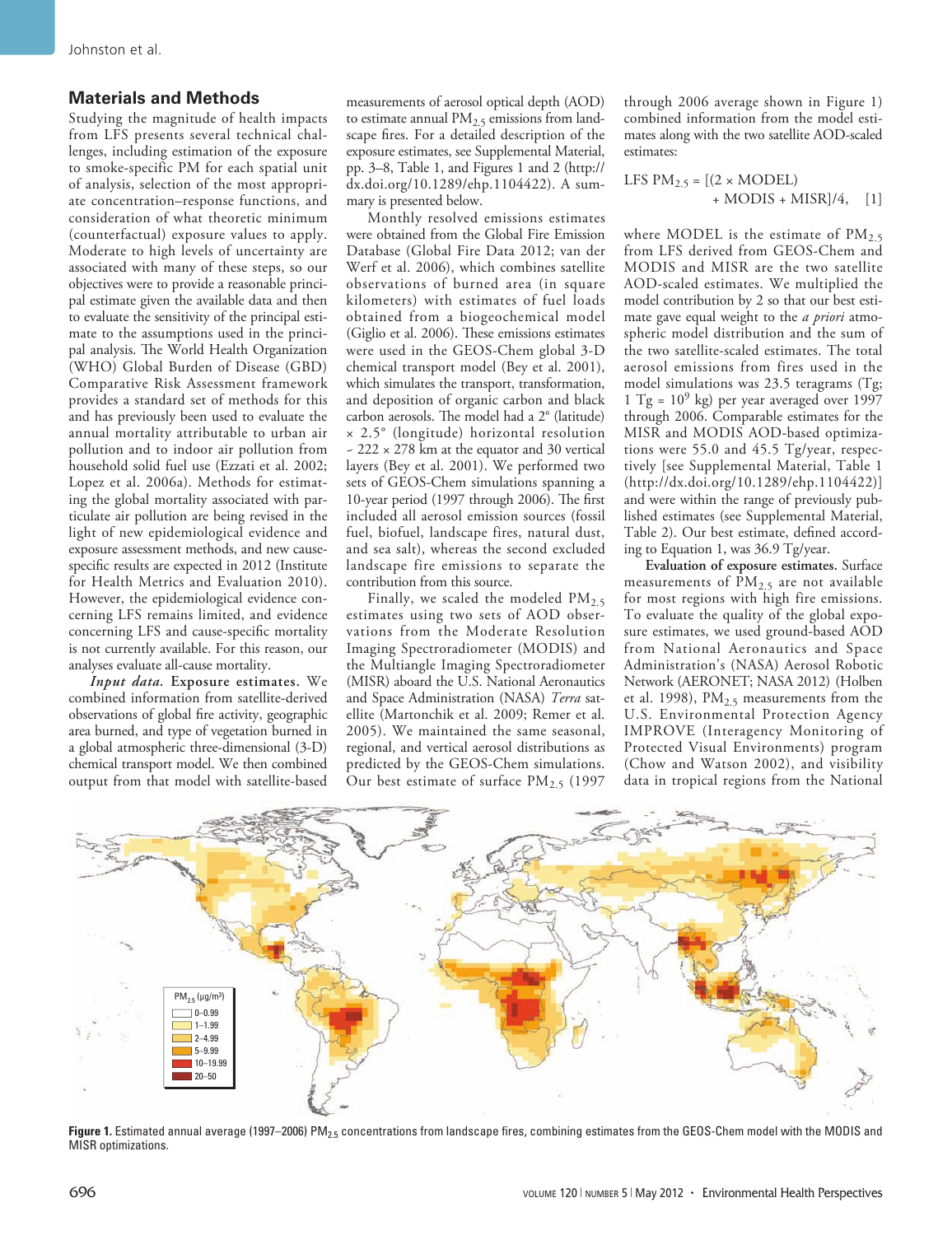## Materials and Methods

Studying the magnitude of health impacts from LFS presents several technical challenges, including estimation of the exposure to smoke-specific PM for each spatial unit of analysis, selection of the most appropriate concentration–response functions, and consideration of what theoretic minimum (counterfactual) exposure values to apply. Moderate to high levels of uncertainty are associated with many of these steps, so our objectives were to provide a reasonable principal estimate given the available data and then to evaluate the sensitivity of the principal estimate to the assumptions used in the principal analysis. The World Health Organization (WHO) Global Burden of Disease (GBD) Comparative Risk Assessment framework provides a standard set of methods for this and has previously been used to evaluate the annual mortality attributable to urban air pollution and to indoor air pollution from household solid fuel use (Ezzati et al. 2002; Lopez et al. 2006a). Methods for estimating the global mortality associated with particulate air pollution are being revised in the light of new epidemiological evidence and exposure assessment methods, and new cause-specific results are expected in 2012 (Institute for Health Metrics and Evaluation 2010). However, the epidemiological evidence concerning LFS remains limited, and evidence concerning LFS and cause-specific mortality is not currently available. For this reason, our analyses evaluate all-cause mortality.

***Input data.*** **Exposure estimates.** We combined information from satellite-derived observations of global fire activity, geographic area burned, and type of vegetation burned in a global atmospheric three-dimensional (3-D) chemical transport model. We then combined output from that model with satellite-based measurements of aerosol optical depth (AOD) to estimate annual $PM_{2.5}$ emissions from landscape fires. For a detailed description of the exposure estimates, see Supplemental Material, pp. 3–8, Table 1, and Figures 1 and 2 (http://dx.doi.org/10.1289/ehp.1104422). A summary is presented below.

Monthly resolved emissions estimates were obtained from the Global Fire Emission Database (Global Fire Data 2012; van der Werf et al. 2006), which combines satellite observations of burned area (in square kilometers) with estimates of fuel loads obtained from a biogeochemical model (Giglio et al. 2006). These emissions estimates were used in the GEOS-Chem global 3-D chemical transport model (Bey et al. 2001), which simulates the transport, transformation, and deposition of organic carbon and black carbon aerosols. The model had a 2° (latitude) × 2.5° (longitude) horizontal resolution ~ 222 × 278 km at the equator and 30 vertical layers (Bey et al. 2001). We performed two sets of GEOS-Chem simulations spanning a 10-year period (1997 through 2006). The first included all aerosol emission sources (fossil fuel, biofuel, landscape fires, natural dust, and sea salt), whereas the second excluded landscape fire emissions to separate the contribution from this source.

Finally, we scaled the modeled $PM_{2.5}$ estimates using two sets of AOD observations from the Moderate Resolution Imaging Spectroradiometer (MODIS) and the Multiangle Imaging Spectroradiometer (MISR) aboard the U.S. National Aeronautics and Space Administration (NASA) *Terra* satellite (Martonchik et al. 2009; Remer et al. 2005). We maintained the same seasonal, regional, and vertical aerosol distributions as predicted by the GEOS-Chem simulations. Our best estimate of surface $PM_{2.5}$ (1997 through 2006 average shown in Figure 1) combined information from the model estimates along with the two satellite AOD-scaled estimates:

$$\text{LFS } PM_{2.5} = [(2 \times \text{MODEL}) + \text{MODIS} + \text{MISR}]/4, \quad [1]$$

where MODEL is the estimate of $PM_{2.5}$ from LFS derived from GEOS-Chem and MODIS and MISR are the two satellite AOD-scaled estimates. We multiplied the model contribution by 2 so that our best estimate gave equal weight to the *a priori* atmospheric model distribution and the sum of the two satellite-scaled estimates. The total aerosol emissions from fires used in the model simulations was 23.5 teragrams (Tg; 1 Tg = $10^9$ kg) per year averaged over 1997 through 2006. Comparable estimates for the MISR and MODIS AOD-based optimizations were 55.0 and 45.5 Tg/year, respectively [see Supplemental Material, Table 1 (http://dx.doi.org/10.1289/ehp.1104422)] and were within the range of previously published estimates (see Supplemental Material, Table 2). Our best estimate, defined according to Equation 1, was 36.9 Tg/year.

**Evaluation of exposure estimates.** Surface measurements of $PM_{2.5}$ are not available for most regions with high fire emissions. To evaluate the quality of the global exposure estimates, we used ground-based AOD from National Aeronautics and Space Administration's (NASA) Aerosol Robotic Network (AERONET; NASA 2012) (Holben et al. 1998), $PM_{2.5}$ measurements from the U.S. Environmental Protection Agency IMPROVE (Interagency Monitoring of Protected Visual Environments) program (Chow and Watson 2002), and visibility data in tropical regions from the National

**Figure 1.** Estimated annual average (1997–2006) $PM_{2.5}$ concentrations from landscape fires, combining estimates from the GEOS-Chem model with the MODIS and MISR optimizations.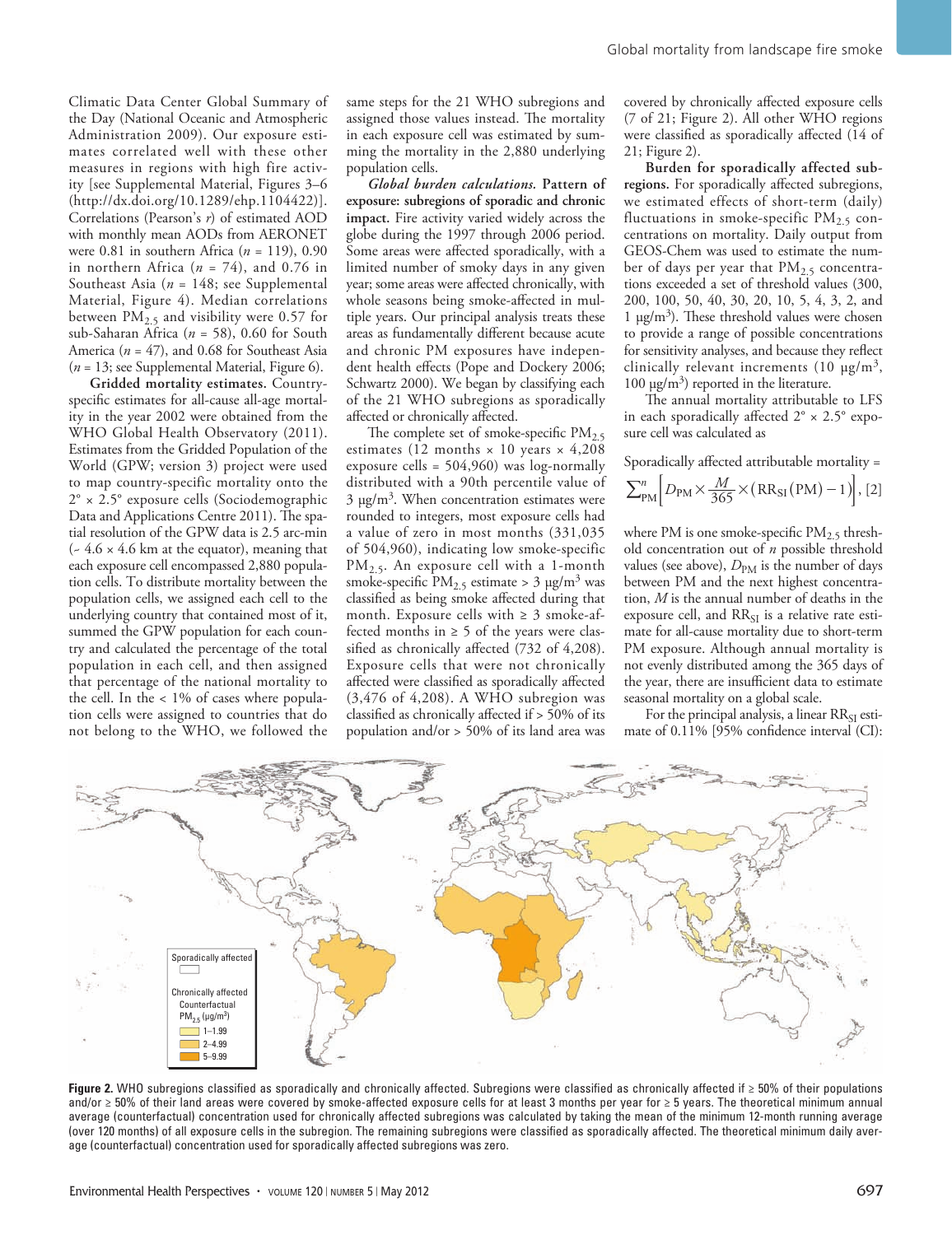Climatic Data Center Global Summary of the Day (National Oceanic and Atmospheric Administration 2009). Our exposure estimates correlated well with these other measures in regions with high fire activity [see Supplemental Material, Figures 3–6 (http://dx.doi.org/10.1289/ehp.1104422)]. Correlations (Pearson's $r$) of estimated AOD with monthly mean AODs from AERONET were 0.81 in southern Africa ($n$ = 119), 0.90 in northern Africa ($n$ = 74), and 0.76 in Southeast Asia ($n$ = 148; see Supplemental Material, Figure 4). Median correlations between $PM_{2.5}$ and visibility were 0.57 for sub-Saharan Africa ($n$ = 58), 0.60 for South America ($n$ = 47), and 0.68 for Southeast Asia ($n$ = 13; see Supplemental Material, Figure 6).

**Gridded mortality estimates.** Country-specific estimates for all-cause all-age mortality in the year 2002 were obtained from the WHO Global Health Observatory (2011). Estimates from the Gridded Population of the World (GPW; version 3) project were used to map country-specific mortality onto the 2° × 2.5° exposure cells (Sociodemographic Data and Applications Centre 2011). The spatial resolution of the GPW data is 2.5 arc-min (~ 4.6 × 4.6 km at the equator), meaning that each exposure cell encompassed 2,880 population cells. To distribute mortality between the population cells, we assigned each cell to the underlying country that contained most of it, summed the GPW population for each country and calculated the percentage of the total population in each cell, and then assigned that percentage of the national mortality to the cell. In the < 1% of cases where population cells were assigned to countries that do not belong to the WHO, we followed the same steps for the 21 WHO subregions and assigned those values instead. The mortality in each exposure cell was estimated by summing the mortality in the 2,880 underlying population cells.

***Global burden calculations.*** **Pattern of exposure: subregions of sporadic and chronic impact.** Fire activity varied widely across the globe during the 1997 through 2006 period. Some areas were affected sporadically, with a limited number of smoky days in any given year; some areas were affected chronically, with whole seasons being smoke-affected in multiple years. Our principal analysis treats these areas as fundamentally different because acute and chronic PM exposures have independent health effects (Pope and Dockery 2006; Schwartz 2000). We began by classifying each of the 21 WHO subregions as sporadically affected or chronically affected.

The complete set of smoke-specific $PM_{2.5}$ estimates (12 months × 10 years × 4,208 exposure cells = 504,960) was log-normally distributed with a 90th percentile value of 3 μg/m$^3$. When concentration estimates were rounded to integers, most exposure cells had a value of zero in most months (331,035 of 504,960), indicating low smoke-specific $PM_{2.5}$. An exposure cell with a 1-month smoke-specific $PM_{2.5}$ estimate > 3 μg/m$^3$ was classified as being smoke affected during that month. Exposure cells with ≥ 3 smoke-affected months in ≥ 5 of the years were classified as chronically affected (732 of 4,208). Exposure cells that were not chronically affected were classified as sporadically affected (3,476 of 4,208). A WHO subregion was classified as chronically affected if > 50% of its population and/or > 50% of its land area was covered by chronically affected exposure cells (7 of 21; Figure 2). All other WHO regions were classified as sporadically affected (14 of 21; Figure 2).

**Burden for sporadically affected subregions.** For sporadically affected subregions, we estimated effects of short-term (daily) fluctuations in smoke-specific $PM_{2.5}$ concentrations on mortality. Daily output from GEOS-Chem was used to estimate the number of days per year that $PM_{2.5}$ concentrations exceeded a set of threshold values (300, 200, 100, 50, 40, 30, 20, 10, 5, 4, 3, 2, and 1 μg/m$^3$). These threshold values were chosen to provide a range of possible concentrations for sensitivity analyses, and because they reflect clinically relevant increments (10 μg/m$^3$, 100 μg/m$^3$) reported in the literature.

The annual mortality attributable to LFS in each sporadically affected 2° × 2.5° exposure cell was calculated as

$$\text{Sporadically affected attributable mortality} = \sum_{\text{PM}}^{n}\left[D_{\text{PM}} \times \frac{M}{365} \times \left(\text{RR}_{\text{SI}}(\text{PM}) - 1\right)\right], \quad [2]$$

where PM is one smoke-specific $PM_{2.5}$ threshold concentration out of $n$ possible threshold values (see above), $D_{PM}$ is the number of days between PM and the next highest concentration, $M$ is the annual number of deaths in the exposure cell, and $RR_{SI}$ is a relative rate estimate for all-cause mortality due to short-term PM exposure. Although annual mortality is not evenly distributed among the 365 days of the year, there are insufficient data to estimate seasonal mortality on a global scale.

For the principal analysis, a linear $RR_{SI}$ estimate of 0.11% [95% confidence interval (CI):

**Figure 2.** WHO subregions classified as sporadically and chronically affected. Subregions were classified as chronically affected if ≥ 50% of their populations and/or ≥ 50% of their land areas were covered by smoke-affected exposure cells for at least 3 months per year for ≥ 5 years. The theoretical minimum annual average (counterfactual) concentration used for chronically affected subregions was calculated by taking the mean of the minimum 12-month running average (over 120 months) of all exposure cells in the subregion. The remaining subregions were classified as sporadically affected. The theoretical minimum daily average (counterfactual) concentration used for sporadically affected subregions was zero.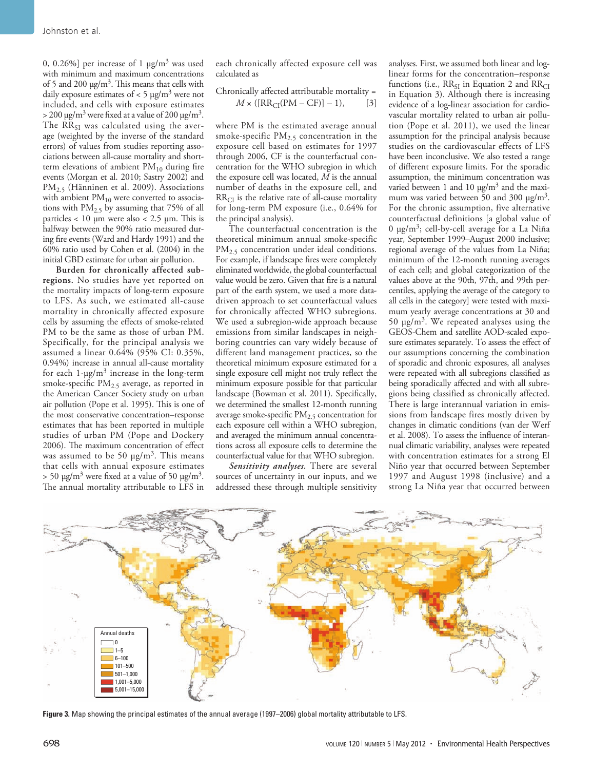0, 0.26%] per increase of 1 μg/m$^3$ was used with minimum and maximum concentrations of 5 and 200 μg/m$^3$. This means that cells with daily exposure estimates of < 5 μg/m$^3$ were not included, and cells with exposure estimates > 200 μg/m$^3$ were fixed at a value of 200 μg/m$^3$. The $RR_{SI}$ was calculated using the average (weighted by the inverse of the standard errors) of values from studies reporting associations between all-cause mortality and short-term elevations of ambient $PM_{10}$ during fire events (Morgan et al. 2010; Sastry 2002) and $PM_{2.5}$ (Hänninen et al. 2009). Associations with ambient $PM_{10}$ were converted to associations with $PM_{2.5}$ by assuming that 75% of all particles < 10 μm were also < 2.5 μm. This is halfway between the 90% ratio measured during fire events (Ward and Hardy 1991) and the 60% ratio used by Cohen et al. (2004) in the initial GBD estimate for urban air pollution.

**Burden for chronically affected subregions.** No studies have yet reported on the mortality impacts of long-term exposure to LFS. As such, we estimated all-cause mortality in chronically affected exposure cells by assuming the effects of smoke-related PM to be the same as those of urban PM. Specifically, for the principal analysis we assumed a linear 0.64% (95% CI: 0.35%, 0.94%) increase in annual all-cause mortality for each 1-μg/m$^3$ increase in the long-term smoke-specific $PM_{2.5}$ average, as reported in the American Cancer Society study on urban air pollution (Pope et al. 1995). This is one of the most conservative concentration–response estimates that has been reported in multiple studies of urban PM (Pope and Dockery 2006). The maximum concentration of effect was assumed to be 50 μg/m$^3$. This means that cells with annual exposure estimates > 50 μg/m$^3$ were fixed at a value of 50 μg/m$^3$. The annual mortality attributable to LFS in each chronically affected exposure cell was calculated as

$$\text{Chronically affected attributable mortality} = M \times ([RR_{CI}(PM - CF)] - 1), \quad [3]$$

where PM is the estimated average annual smoke-specific $PM_{2.5}$ concentration in the exposure cell based on estimates for 1997 through 2006, CF is the counterfactual concentration for the WHO subregion in which the exposure cell was located, $M$ is the annual number of deaths in the exposure cell, and $RR_{CI}$ is the relative rate of all-cause mortality for long-term PM exposure (i.e., 0.64% for the principal analysis).

The counterfactual concentration is the theoretical minimum annual smoke-specific $PM_{2.5}$ concentration under ideal conditions. For example, if landscape fires were completely eliminated worldwide, the global counterfactual value would be zero. Given that fire is a natural part of the earth system, we used a more data-driven approach to set counterfactual values for chronically affected WHO subregions. We used a subregion-wide approach because emissions from similar landscapes in neighboring countries can vary widely because of different land management practices, so the theoretical minimum exposure estimated for a single exposure cell might not truly reflect the minimum exposure possible for that particular landscape (Bowman et al. 2011). Specifically, we determined the smallest 12-month running average smoke-specific $PM_{2.5}$ concentration for each exposure cell within a WHO subregion, and averaged the minimum annual concentrations across all exposure cells to determine the counterfactual value for that WHO subregion.

***Sensitivity analyses.*** There are several sources of uncertainty in our inputs, and we addressed these through multiple sensitivity analyses. First, we assumed both linear and log-linear forms for the concentration–response functions (i.e., $RR_{SI}$ in Equation 2 and $RR_{CI}$ in Equation 3). Although there is increasing evidence of a log-linear association for cardiovascular mortality related to urban air pollution (Pope et al. 2011), we used the linear assumption for the principal analysis because studies on the cardiovascular effects of LFS have been inconclusive. We also tested a range of different exposure limits. For the sporadic assumption, the minimum concentration was varied between 1 and 10 μg/m$^3$ and the maximum was varied between 50 and 300 μg/m$^3$. For the chronic assumption, five alternative counterfactual definitions [a global value of 0 μg/m$^3$; cell-by-cell average for a La Niña year, September 1999–August 2000 inclusive; regional average of the values from La Niña; minimum of the 12-month running averages of each cell; and global categorization of the values above at the 90th, 97th, and 99th percentiles, applying the average of the category to all cells in the category] were tested with maximum yearly average concentrations at 30 and 50 μg/m$^3$. We repeated analyses using the GEOS-Chem and satellite AOD-scaled exposure estimates separately. To assess the effect of our assumptions concerning the combination of sporadic and chronic exposures, all analyses were repeated with all subregions classified as being sporadically affected and with all subregions being classified as chronically affected. There is large interannual variation in emissions from landscape fires mostly driven by changes in climatic conditions (van der Werf et al. 2008). To assess the influence of interannual climatic variability, analyses were repeated with concentration estimates for a strong El Niño year that occurred between September 1997 and August 1998 (inclusive) and a strong La Niña year that occurred between

**Figure 3.** Map showing the principal estimates of the annual average (1997–2006) global mortality attributable to LFS.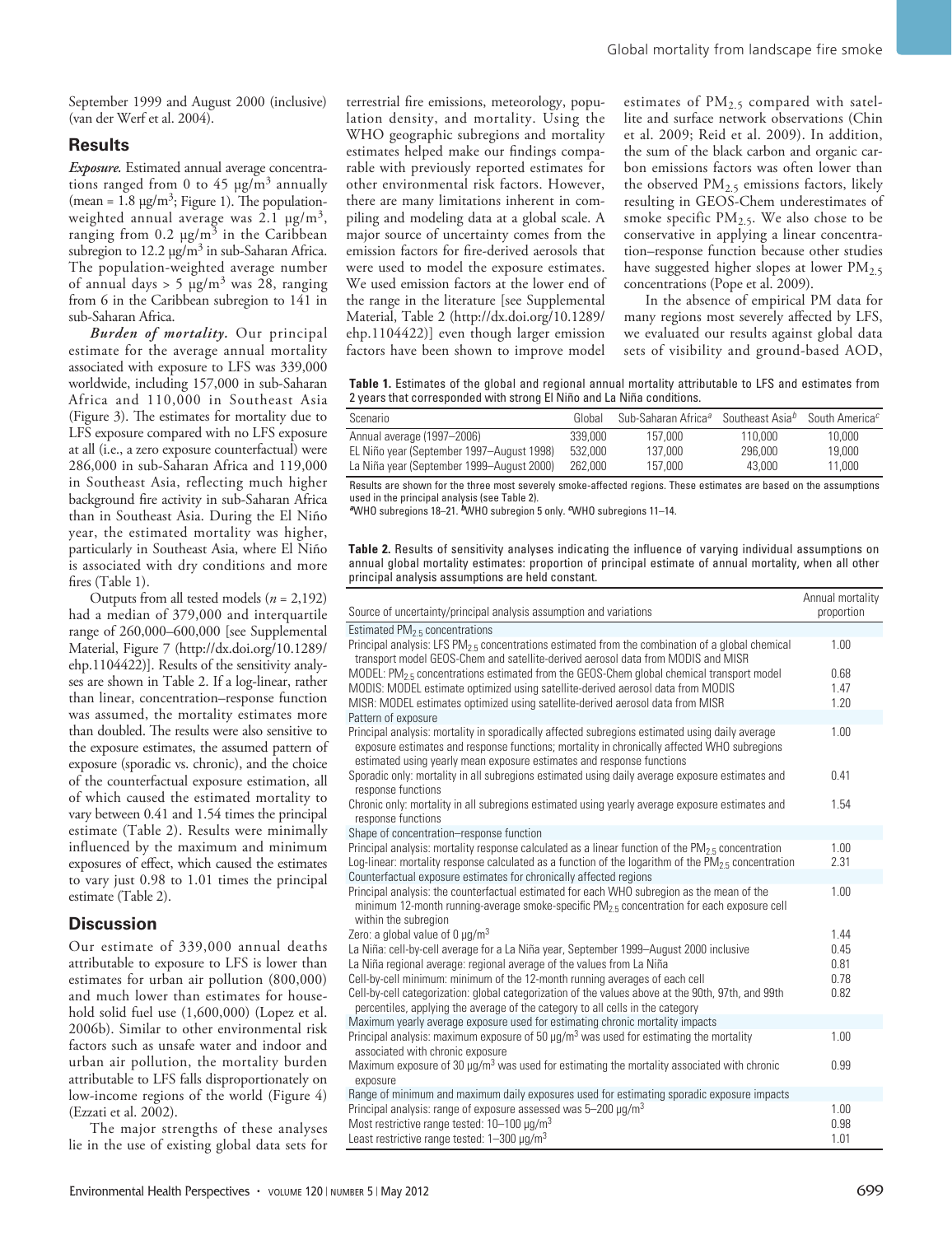September 1999 and August 2000 (inclusive) (van der Werf et al. 2004).

## Results

***Exposure.*** Estimated annual average concentrations ranged from 0 to 45 μg/m$^3$ annually (mean = 1.8 μg/m$^3$; Figure 1). The population-weighted annual average was 2.1 μg/m$^3$, ranging from 0.2 μg/m$^3$ in the Caribbean subregion to 12.2 μg/m$^3$ in sub-Saharan Africa. The population-weighted average number of annual days > 5 μg/m$^3$ was 28, ranging from 6 in the Caribbean subregion to 141 in sub-Saharan Africa.

***Burden of mortality.*** Our principal estimate for the average annual mortality associated with exposure to LFS was 339,000 worldwide, including 157,000 in sub-Saharan Africa and 110,000 in Southeast Asia (Figure 3). The estimates for mortality due to LFS exposure compared with no LFS exposure at all (i.e., a zero exposure counterfactual) were 286,000 in sub-Saharan Africa and 119,000 in Southeast Asia, reflecting much higher background fire activity in sub-Saharan Africa than in Southeast Asia. During the El Niño year, the estimated mortality was higher, particularly in Southeast Asia, where El Niño is associated with dry conditions and more fires (Table 1).

Outputs from all tested models ($n$ = 2,192) had a median of 379,000 and interquartile range of 260,000–600,000 [see Supplemental Material, Figure 7 (http://dx.doi.org/10.1289/ehp.1104422)]. Results of the sensitivity analyses are shown in Table 2. If a log-linear, rather than linear, concentration–response function was assumed, the mortality estimates more than doubled. The results were also sensitive to the exposure estimates, the assumed pattern of exposure (sporadic vs. chronic), and the choice of the counterfactual exposure estimation, all of which caused the estimated mortality to vary between 0.41 and 1.54 times the principal estimate (Table 2). Results were minimally influenced by the maximum and minimum exposures of effect, which caused the estimates to vary just 0.98 to 1.01 times the principal estimate (Table 2).

## Discussion

Our estimate of 339,000 annual deaths attributable to exposure to LFS is lower than estimates for urban air pollution (800,000) and much lower than estimates for household solid fuel use (1,600,000) (Lopez et al. 2006b). Similar to other environmental risk factors such as unsafe water and indoor and urban air pollution, the mortality burden attributable to LFS falls disproportionately on low-income regions of the world (Figure 4) (Ezzati et al. 2002).

The major strengths of these analyses lie in the use of existing global data sets for terrestrial fire emissions, meteorology, population density, and mortality. Using the WHO geographic subregions and mortality estimates helped make our findings comparable with previously reported estimates for other environmental risk factors. However, there are many limitations inherent in compiling and modeling data at a global scale. A major source of uncertainty comes from the emission factors for fire-derived aerosols that were used to model the exposure estimates. We used emission factors at the lower end of the range in the literature [see Supplemental Material, Table 2 (http://dx.doi.org/10.1289/ehp.1104422)] even though larger emission factors have been shown to improve model estimates of $PM_{2.5}$ compared with satellite and surface network observations (Chin et al. 2009; Reid et al. 2009). In addition, the sum of the black carbon and organic carbon emissions factors was often lower than the observed $PM_{2.5}$ emissions factors, likely resulting in GEOS-Chem underestimates of smoke specific $PM_{2.5}$. We also chose to be conservative in applying a linear concentration–response function because other studies have suggested higher slopes at lower $PM_{2.5}$ concentrations (Pope et al. 2009).

In the absence of empirical PM data for many regions most severely affected by LFS, we evaluated our results against global data sets of visibility and ground-based AOD,

**Table 1.** Estimates of the global and regional annual mortality attributable to LFS and estimates from 2 years that corresponded with strong El Niño and La Niña conditions.

| Scenario | Global | Sub-Saharan Africa[a] | Southeast Asia[b] | South America[c] |
|---|---|---|---|---|
| Annual average (1997–2006) | 339,000 | 157,000 | 110,000 | 10,000 |
| EL Niño year (September 1997–August 1998) | 532,000 | 137,000 | 296,000 | 19,000 |
| La Niña year (September 1999–August 2000) | 262,000 | 157,000 | 43,000 | 11,000 |

Results are shown for the three most severely smoke-affected regions. These estimates are based on the assumptions used in the principal analysis (see Table 2).
[a]WHO subregions 18–21. [b]WHO subregion 5 only. [c]WHO subregions 11–14.

**Table 2.** Results of sensitivity analyses indicating the influence of varying individual assumptions on annual global mortality estimates: proportion of principal estimate of annual mortality, when all other principal analysis assumptions are held constant.

| Source of uncertainty/principal analysis assumption and variations | Annual mortality proportion |
|---|---|
| Estimated $PM_{2.5}$ concentrations | |
| Principal analysis: LFS $PM_{2.5}$ concentrations estimated from the combination of a global chemical transport model GEOS-Chem and satellite-derived aerosol data from MODIS and MISR | 1.00 |
| MODEL: $PM_{2.5}$ concentrations estimated from the GEOS-Chem global chemical transport model | 0.68 |
| MODIS: MODEL estimate optimized using satellite-derived aerosol data from MODIS | 1.47 |
| MISR: MODEL estimates optimized using satellite-derived aerosol data from MISR | 1.20 |
| Pattern of exposure | |
| Principal analysis: mortality in sporadically affected subregions estimated using daily average exposure estimates and response functions; mortality in chronically affected WHO subregions estimated using yearly mean exposure estimates and response functions | 1.00 |
| Sporadic only: mortality in all subregions estimated using daily average exposure estimates and response functions | 0.41 |
| Chronic only: mortality in all subregions estimated using yearly average exposure estimates and response functions | 1.54 |
| Shape of concentration–response function | |
| Principal analysis: mortality response calculated as a linear function of the $PM_{2.5}$ concentration | 1.00 |
| Log-linear: mortality response calculated as a function of the logarithm of the $PM_{2.5}$ concentration | 2.31 |
| Counterfactual exposure estimates for chronically affected regions | |
| Principal analysis: the counterfactual estimated for each WHO subregion as the mean of the minimum 12-month running-average smoke-specific $PM_{2.5}$ concentration for each exposure cell within the subregion | 1.00 |
| Zero: a global value of 0 μg/m$^3$ | 1.44 |
| La Niña: cell-by-cell average for a La Niña year, September 1999–August 2000 inclusive | 0.45 |
| La Niña regional average: regional average of the values from La Niña | 0.81 |
| Cell-by-cell minimum: minimum of the 12-month running averages of each cell | 0.78 |
| Cell-by-cell categorization: global categorization of the values above at the 90th, 97th, and 99th percentiles, applying the average of the category to all cells in the category | 0.82 |
| Maximum yearly average exposure used for estimating chronic mortality impacts | |
| Principal analysis: maximum exposure of 50 μg/m$^3$ was used for estimating the mortality associated with chronic exposure | 1.00 |
| Maximum exposure of 30 μg/m$^3$ was used for estimating the mortality associated with chronic exposure | 0.99 |
| Range of minimum and maximum daily exposures used for estimating sporadic exposure impacts | |
| Principal analysis: range of exposure assessed was 5–200 μg/m$^3$ | 1.00 |
| Most restrictive range tested: 10–100 μg/m$^3$ | 0.98 |
| Least restrictive range tested: 1–300 μg/m$^3$ | 1.01 |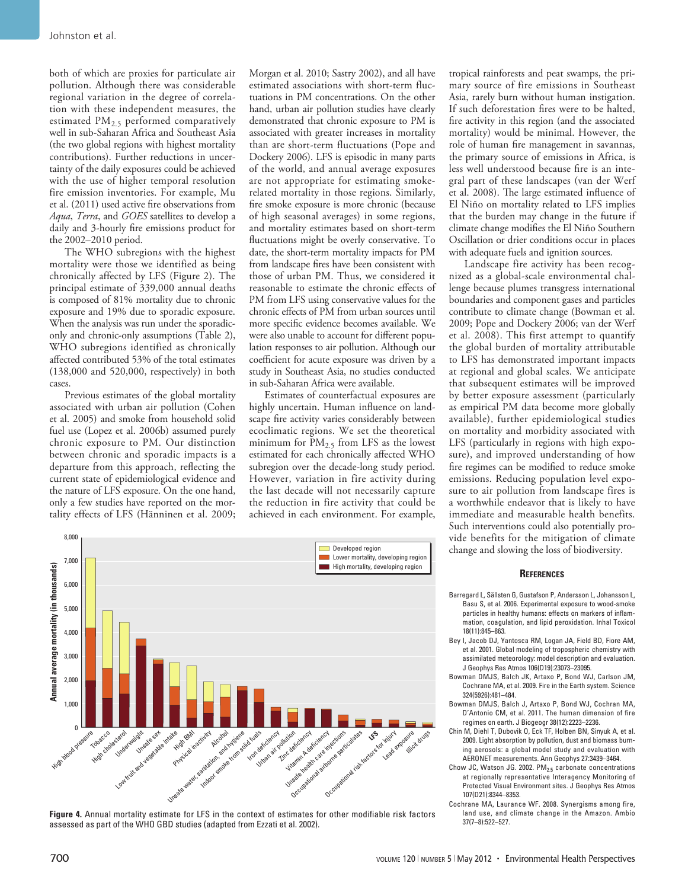both of which are proxies for particulate air pollution. Although there was considerable regional variation in the degree of correlation with these independent measures, the estimated $PM_{2.5}$ performed comparatively well in sub-Saharan Africa and Southeast Asia (the two global regions with highest mortality contributions). Further reductions in uncertainty of the daily exposures could be achieved with the use of higher temporal resolution fire emission inventories. For example, Mu et al. (2011) used active fire observations from *Aqua*, *Terra*, and *GOES* satellites to develop a daily and 3-hourly fire emissions product for the 2002–2010 period.

The WHO subregions with the highest mortality were those we identified as being chronically affected by LFS (Figure 2). The principal estimate of 339,000 annual deaths is composed of 81% mortality due to chronic exposure and 19% due to sporadic exposure. When the analysis was run under the sporadic-only and chronic-only assumptions (Table 2), WHO subregions identified as chronically affected contributed 53% of the total estimates (138,000 and 520,000, respectively) in both cases.

Previous estimates of the global mortality associated with urban air pollution (Cohen et al. 2005) and smoke from household solid fuel use (Lopez et al. 2006b) assumed purely chronic exposure to PM. Our distinction between chronic and sporadic impacts is a departure from this approach, reflecting the current state of epidemiological evidence and the nature of LFS exposure. On the one hand, only a few studies have reported on the mortality effects of LFS (Hänninen et al. 2009; Morgan et al. 2010; Sastry 2002), and all have estimated associations with short-term fluctuations in PM concentrations. On the other hand, urban air pollution studies have clearly demonstrated that chronic exposure to PM is associated with greater increases in mortality than are short-term fluctuations (Pope and Dockery 2006). LFS is episodic in many parts of the world, and annual average exposures are not appropriate for estimating smoke-related mortality in those regions. Similarly, fire smoke exposure is more chronic (because of high seasonal averages) in some regions, and mortality estimates based on short-term fluctuations might be overly conservative. To date, the short-term mortality impacts for PM from landscape fires have been consistent with those of urban PM. Thus, we considered it reasonable to estimate the chronic effects of PM from LFS using conservative values for the chronic effects of PM from urban sources until more specific evidence becomes available. We were also unable to account for different population responses to air pollution. Although our coefficient for acute exposure was driven by a study in Southeast Asia, no studies conducted in sub-Saharan Africa were available.

Estimates of counterfactual exposures are highly uncertain. Human influence on landscape fire activity varies considerably between ecoclimatic regions. We set the theoretical minimum for $PM_{2.5}$ from LFS as the lowest estimated for each chronically affected WHO subregion over the decade-long study period. However, variation in fire activity during the last decade will not necessarily capture the reduction in fire activity that could be achieved in each environment. For example, tropical rainforests and peat swamps, the primary source of fire emissions in Southeast Asia, rarely burn without human instigation. If such deforestation fires were to be halted, fire activity in this region (and the associated mortality) would be minimal. However, the role of human fire management in savannas, the primary source of emissions in Africa, is less well understood because fire is an integral part of these landscapes (van der Werf et al. 2008). The large estimated influence of El Niño on mortality related to LFS implies that the burden may change in the future if climate change modifies the El Niño Southern Oscillation or drier conditions occur in places with adequate fuels and ignition sources.

Landscape fire activity has been recognized as a global-scale environmental challenge because plumes transgress international boundaries and component gases and particles contribute to climate change (Bowman et al. 2009; Pope and Dockery 2006; van der Werf et al. 2008). This first attempt to quantify the global burden of mortality attributable to LFS has demonstrated important impacts at regional and global scales. We anticipate that subsequent estimates will be improved by better exposure assessment (particularly as empirical PM data become more globally available), further epidemiological studies on mortality and morbidity associated with LFS (particularly in regions with high exposure), and improved understanding of how fire regimes can be modified to reduce smoke emissions. Reducing population level exposure to air pollution from landscape fires is a worthwhile endeavor that is likely to have immediate and measurable health benefits. Such interventions could also potentially provide benefits for the mitigation of climate change and slowing the loss of biodiversity.

**Figure 4.** Annual mortality estimate for LFS in the context of estimates for other modifiable risk factors assessed as part of the WHO GBD studies (adapted from Ezzati et al. 2002).

## References

Barregard L, Sällsten G, Gustafson P, Andersson L, Johansson L, Basu S, et al. 2006. Experimental exposure to wood-smoke particles in healthy humans: effects on markers of inflammation, coagulation, and lipid peroxidation. Inhal Toxicol 18(11):845–863.

Bey I, Jacob DJ, Yantosca RM, Logan JA, Field BD, Fiore AM, et al. 2001. Global modeling of tropospheric chemistry with assimilated meteorology: model description and evaluation. J Geophys Res Atmos 106(D19):23073–23095.

Bowman DMJS, Balch JK, Artaxo P, Bond WJ, Carlson JM, Cochrane MA, et al. 2009. Fire in the Earth system. Science 324(5926):481–484.

Bowman DMJS, Balch J, Artaxo P, Bond WJ, Cochran MA, D'Antonio CM, et al. 2011. The human dimension of fire regimes on earth. J Biogeogr 38(12):2223–2236.

Chin M, Diehl T, Dubovik O, Eck TF, Holben BN, Sinyuk A, et al. 2009. Light absorption by pollution, dust and biomass burning aerosols: a global model study and evaluation with AERONET measurements. Ann Geophys 27:3439–3464.

Chow JC, Watson JG. 2002. $PM_{2.5}$ carbonate concentrations at regionally representative Interagency Monitoring of Protected Visual Environment sites. J Geophys Res Atmos 107(D21):8344–8353.

Cochrane MA, Laurance WF. 2008. Synergisms among fire, land use, and climate change in the Amazon. Ambio 37(7–8):522–527.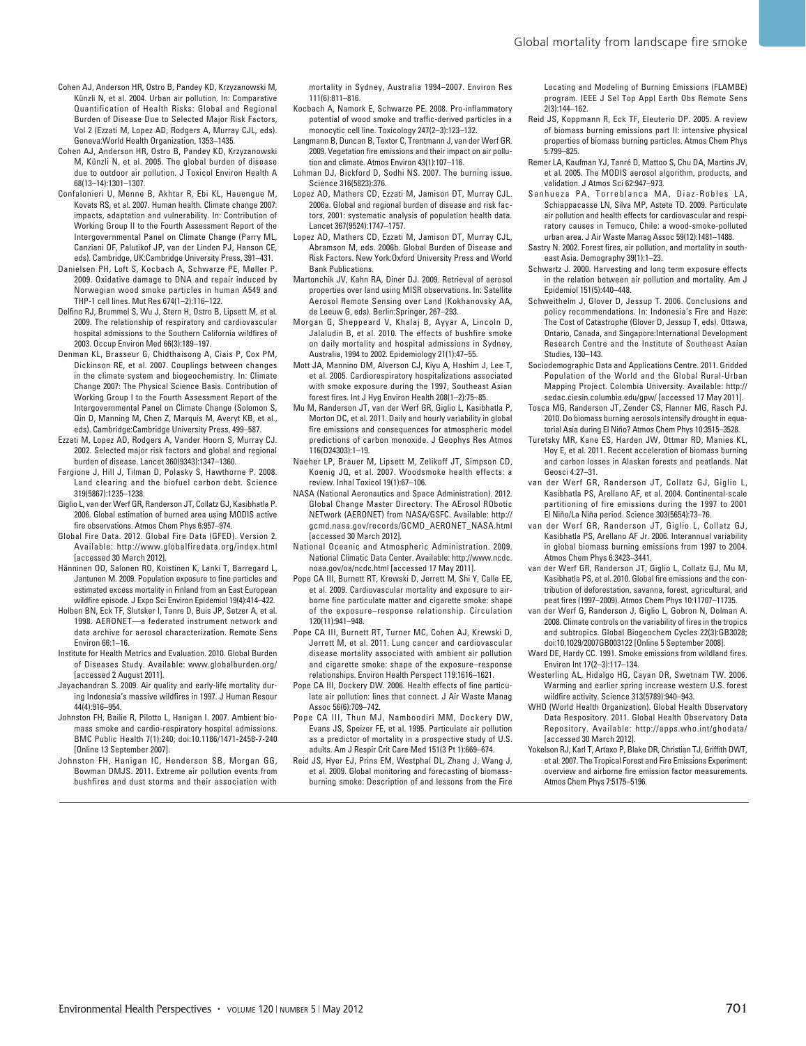Cohen AJ, Anderson HR, Ostro B, Pandey KD, Krzyzanowski M, Künzli N, et al. 2004. Urban air pollution. In: Comparative Quantification of Health Risks: Global and Regional Burden of Disease Due to Selected Major Risk Factors, Vol 2 (Ezzati M, Lopez AD, Rodgers A, Murray CJL, eds). Geneva:World Health Organization, 1353–1435.

Cohen AJ, Anderson HR, Ostro B, Pandey KD, Krzyzanowski M, Künzli N, et al. 2005. The global burden of disease due to outdoor air pollution. J Toxicol Environ Health A 68(13–14):1301–1307.

Confalonieri U, Menne B, Akhtar R, Ebi KL, Hauengue M, Kovats RS, et al. 2007. Human health. Climate change 2007: impacts, adaptation and vulnerability. In: Contribution of Working Group II to the Fourth Assessment Report of the Intergovernmental Panel on Climate Change (Parry ML, Canziani OF, Palutikof JP, van der Linden PJ, Hanson CE, eds). Cambridge, UK:Cambridge University Press, 391–431.

Danielsen PH, Loft S, Kocbach A, Schwarze PE, Møller P. 2009. Oxidative damage to DNA and repair induced by Norwegian wood smoke particles in human A549 and THP-1 cell lines. Mut Res 674(1–2):116–122.

Delfino RJ, Brummel S, Wu J, Stern H, Ostro B, Lipsett M, et al. 2009. The relationship of respiratory and cardiovascular hospital admissions to the Southern California wildfires of 2003. Occup Environ Med 66(3):189–197.

Denman KL, Brasseur G, Chidthaisong A, Ciais P, Cox PM, Dickinson RE, et al. 2007. Couplings between changes in the climate system and biogeochemistry. In: Climate Change 2007: The Physical Science Basis. Contribution of Working Group I to the Fourth Assessment Report of the Intergovernmental Panel on Climate Change (Solomon S, Qin D, Manning M, Chen Z, Marquis M, Averyt KB, et al., eds). Cambridge:Cambridge University Press, 499–587.

Ezzati M, Lopez AD, Rodgers A, Vander Hoorn S, Murray CJ. 2002. Selected major risk factors and global and regional burden of disease. Lancet 360(9343):1347–1360.

Fargione J, Hill J, Tilman D, Polasky S, Hawthorne P. 2008. Land clearing and the biofuel carbon debt. Science 319(5867):1235–1238.

Giglio L, van der Werf GR, Randerson JT, Collatz GJ, Kasibhatla P. 2006. Global estimation of burned area using MODIS active fire observations. Atmos Chem Phys 6:957–974.

Global Fire Data. 2012. Global Fire Data (GFED). Version 2. Available: http://www.globalfiredata.org/index.html [accessed 30 March 2012].

Hänninen OO, Salonen RO, Koistinen K, Lanki T, Barregard L, Jantunen M. 2009. Population exposure to fine particles and estimated excess mortality in Finland from an East European wildfire episode. J Expo Sci Environ Epidemiol 19(4):414–422.

Holben BN, Eck TF, Slutsker I, Tanre D, Buis JP, Setzer A, et al. 1998. AERONET—a federated instrument network and data archive for aerosol characterization. Remote Sens Environ 66:1–16.

Institute for Health Metrics and Evaluation. 2010. Global Burden of Diseases Study. Available: http://www.globalburden.org/ [accessed 2 August 2011].

Jayachandran S. 2009. Air quality and early-life mortality during Indonesia's massive wildfires in 1997. J Human Resour 44(4):916–954.

Johnston FH, Bailie R, Pilotto L, Hanigan I. 2007. Ambient biomass smoke and cardio-respiratory hospital admissions. BMC Public Health 7(1):240; doi:10.1186/1471-2458-7-240 [Online 13 September 2007].

Johnston FH, Hanigan IC, Henderson SB, Morgan GG, Bowman DMJS. 2011. Extreme air pollution events from bushfires and dust storms and their association with mortality in Sydney, Australia 1994–2007. Environ Res 111(6):811–816.

Kocbach A, Namork E, Schwarze PE. 2008. Pro-inflammatory potential of wood smoke and traffic-derived particles in a monocytic cell line. Toxicology 247(2–3):123–132.

Langmann B, Duncan B, Textor C, Trentmann J, van der Werf GR. 2009. Vegetation fire emissions and their impact on air pollution and climate. Atmos Environ 43(1):107–116.

Lohman DJ, Bickford D, Sodhi NS. 2007. The burning issue. Science 316(5823):376.

Lopez AD, Mathers CD, Ezzati M, Jamison DT, Murray CJL. 2006a. Global and regional burden of disease and risk factors, 2001: systematic analysis of population health data. Lancet 367(9524):1747–1757.

Lopez AD, Mathers CD, Ezzati M, Jamison DT, Murray CJL, Abramson M, eds. 2006b. Global Burden of Disease and Risk Factors. New York:Oxford University Press and World Bank Publications.

Martonchik JV, Kahn RA, Diner DJ. 2009. Retrieval of aerosol properties over land using MISR observations. In: Satellite Aerosol Remote Sensing over Land (Kokhanovsky AA, de Leeuw G, eds). Berlin:Springer, 267–293.

Morgan G, Sheppeard V, Khalaj B, Ayyar A, Lincoln D, Jalaludin B, et al. 2010. The effects of bushfire smoke on daily mortality and hospital admissions in Sydney, Australia, 1994 to 2002. Epidemiology 21(1):47–55.

Mott JA, Mannino DM, Alverson CJ, Kiyu A, Hashim J, Lee T, et al. 2005. Cardiorespiratory hospitalizations associated with smoke exposure during the 1997, Southeast Asian forest fires. Int J Hyg Environ Health 208(1–2):75–85.

Mu M, Randerson JT, van der Werf GR, Giglio L, Kasibhatla P, Morton DC, et al. 2011. Daily and hourly variability in global fire emissions and consequences for atmospheric model predictions of carbon monoxide. J Geophys Res Atmos 116(D24303):1–19.

Naeher LP, Brauer M, Lipsett M, Zelikoff JT, Simpson CD, Koenig JQ, et al. 2007. Woodsmoke health effects: a review. Inhal Toxicol 19(1):67–106.

NASA (National Aeronautics and Space Administration). 2012. Global Change Master Directory. The AErosol RObotic NETwork (AERONET) from NASA/GSFC. Available: http://gcmd.nasa.gov/records/GCMD_AERONET_NASA.html [accessed 30 March 2012].

National Oceanic and Atmospheric Administration. 2009. National Climatic Data Center. Available: http://www.ncdc.noaa.gov/oa/ncdc.html [accessed 17 May 2011].

Pope CA III, Burnett RT, Krewski D, Jerrett M, Shi Y, Calle EE, et al. 2009. Cardiovascular mortality and exposure to airborne fine particulate matter and cigarette smoke: shape of the exposure–response relationship. Circulation 120(11):941–948.

Pope CA III, Burnett RT, Turner MC, Cohen AJ, Krewski D, Jerrett M, et al. 2011. Lung cancer and cardiovascular disease mortality associated with ambient air pollution and cigarette smoke: shape of the exposure–response relationships. Environ Health Perspect 119:1616–1621.

Pope CA III, Dockery DW. 2006. Health effects of fine particulate air pollution: lines that connect. J Air Waste Manag Assoc 56(6):709–742.

Pope CA III, Thun MJ, Namboodiri MM, Dockery DW, Evans JS, Speizer FE, et al. 1995. Particulate air pollution as a predictor of mortality in a prospective study of U.S. adults. Am J Respir Crit Care Med 151(3 Pt 1):669–674.

Reid JS, Hyer EJ, Prins EM, Westphal DL, Zhang J, Wang J, et al. 2009. Global monitoring and forecasting of biomass-burning smoke: Description of and lessons from the Fire Locating and Modeling of Burning Emissions (FLAMBE) program. IEEE J Sel Top Appl Earth Obs Remote Sens 2(3):144–162.

Reid JS, Koppmann R, Eck TF, Eleuterio DP. 2005. A review of biomass burning emissions part II: intensive physical properties of biomass burning particles. Atmos Chem Phys 5:799–825.

Remer LA, Kaufman YJ, Tanré D, Mattoo S, Chu DA, Martins JV, et al. 2005. The MODIS aerosol algorithm, products, and validation. J Atmos Sci 62:947–973.

Sanhueza PA, Torreblanca MA, Diaz-Robles LA, Schiappacasse LN, Silva MP, Astete TD. 2009. Particulate air pollution and health effects for cardiovascular and respiratory causes in Temuco, Chile: a wood-smoke-polluted urban area. J Air Waste Manag Assoc 59(12):1481–1488.

Sastry N. 2002. Forest fires, air pollution, and mortality in southeast Asia. Demography 39(1):1–23.

Schwartz J. 2000. Harvesting and long term exposure effects in the relation between air pollution and mortality. Am J Epidemiol 151(5):440–448.

Schweithelm J, Glover D, Jessup T. 2006. Conclusions and policy recommendations. In: Indonesia's Fire and Haze: The Cost of Catastrophe (Glover D, Jessup T, eds). Ottawa, Ontario, Canada, and Singapore:International Development Research Centre and the Institute of Southeast Asian Studies, 130–143.

Sociodemographic Data and Applications Centre. 2011. Gridded Population of the World and the Global Rural-Urban Mapping Project. Colombia University. Available: http://sedac.ciesin.columbia.edu/gpw/ [accessed 17 May 2011].

Tosca MG, Randerson JT, Zender CS, Flanner MG, Rasch PJ. 2010. Do biomass burning aerosols intensify drought in equatorial Asia during El Niño? Atmos Chem Phys 10:3515–3528.

Turetsky MR, Kane ES, Harden JW, Ottmar RD, Manies KL, Hoy E, et al. 2011. Recent acceleration of biomass burning and carbon losses in Alaskan forests and peatlands. Nat Geosci 4:27–31.

van der Werf GR, Randerson JT, Collatz GJ, Giglio L, Kasibhatla PS, Arellano AF, et al. 2004. Continental-scale partitioning of fire emissions during the 1997 to 2001 El Niño/La Niña period. Science 303(5654):73–76.

van der Werf GR, Randerson JT, Giglio L, Collatz GJ, Kasibhatla PS, Arellano AF Jr. 2006. Interannual variability in global biomass burning emissions from 1997 to 2004. Atmos Chem Phys 6:3423–3441.

van der Werf GR, Randerson JT, Giglio L, Collatz GJ, Mu M, Kasibhatla PS, et al. 2010. Global fire emissions and the contribution of deforestation, savanna, forest, agricultural, and peat fires (1997–2009). Atmos Chem Phys 10:11707–11735.

van der Werf G, Randerson J, Giglio L, Gobron N, Dolman A. 2008. Climate controls on the variability of fires in the tropics and subtropics. Global Biogeochem Cycles 22(3):GB3028; doi:10.1029/2007GB003122 [Online 5 September 2008].

Ward DE, Hardy CC. 1991. Smoke emissions from wildland fires. Environ Int 17(2–3):117–134.

Westerling AL, Hidalgo HG, Cayan DR, Swetnam TW. 2006. Warming and earlier spring increase western U.S. forest wildfire activity. Science 313(5789):940–943.

WHO (World Health Organization). Global Health Observatory Data Respository. 2011. Global Health Observatory Data Repository. Available: http://apps.who.int/ghodata/ [accessed 30 March 2012].

Yokelson RJ, Karl T, Artaxo P, Blake DR, Christian TJ, Griffith DWT, et al. 2007. The Tropical Forest and Fire Emissions Experiment: overview and airborne fire emission factor measurements. Atmos Chem Phys 7:5175–5196.